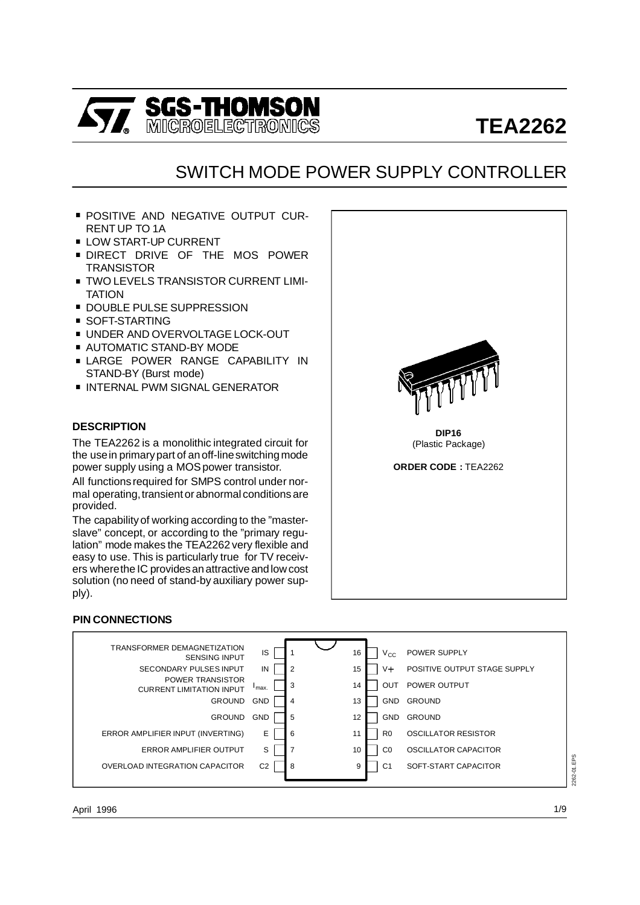# TEA2262

SGS-THOMSON MICROELECTRONICS

## SWITCH MODE POWER SUPPLY CONTROLLER

- POSITIVE AND NEGATIVE OUTPUT CURRENT UP TO 1A
- LOW START-UP CURRENT
- DIRECT DRIVE OF THE MOS POWER TRANSISTOR
- TWO LEVELS TRANSISTOR CURRENT LIMITATION
- DOUBLE PULSE SUPPRESSION
- SOFT-STARTING
- UNDER AND OVERVOLTAGE LOCK-OUT
- AUTOMATIC STAND-BY MODE
- LARGE POWER RANGE CAPABILITY IN STAND-BY (Burst mode)
- INTERNAL PWM SIGNAL GENERATOR

**DIP16**
(Plastic Package)

**ORDER CODE :** TEA2262

### DESCRIPTION

The TEA2262 is a monolithic integrated circuit for the use in primary part of an off-line switching mode power supply using a MOS power transistor.

All functions required for SMPS control under normal operating, transient or abnormal conditions are provided.

The capability of working according to the "master-slave" concept, or according to the "primary regulation" mode makes the TEA2262 very flexible and easy to use. This is particularly true for TV receivers where the IC provides an attractive and low cost solution (no need of stand-by auxiliary power supply).

### PIN CONNECTIONS

| Function | Name | Pin | Pin | Name | Function |
|---|---|---|---|---|---|
| TRANSFORMER DEMAGNETIZATION SENSING INPUT | IS | 1 | 16 | $V_{CC}$ | POWER SUPPLY |
| SECONDARY PULSES INPUT | IN | 2 | 15 | V+ | POSITIVE OUTPUT STAGE SUPPLY |
| POWER TRANSISTOR CURRENT LIMITATION INPUT | $I_{max.}$ | 3 | 14 | OUT | POWER OUTPUT |
| GROUND | GND | 4 | 13 | GND | GROUND |
| GROUND | GND | 5 | 12 | GND | GROUND |
| ERROR AMPLIFIER INPUT (INVERTING) | E | 6 | 11 | R0 | OSCILLATOR RESISTOR |
| ERROR AMPLIFIER OUTPUT | S | 7 | 10 | C0 | OSCILLATOR CAPACITOR |
| OVERLOAD INTEGRATION CAPACITOR | C2 | 8 | 9 | C1 | SOFT-START CAPACITOR |

April 1996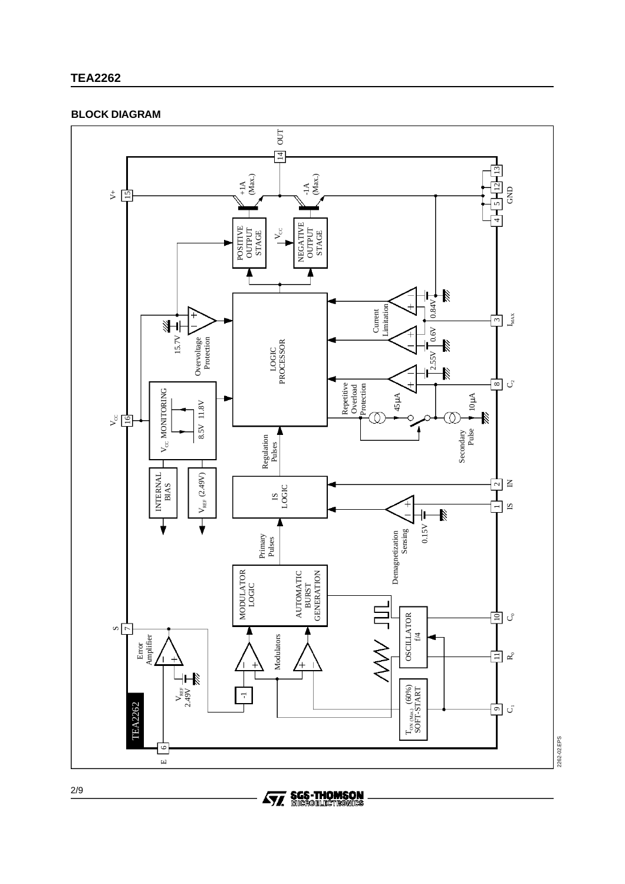## BLOCK DIAGRAM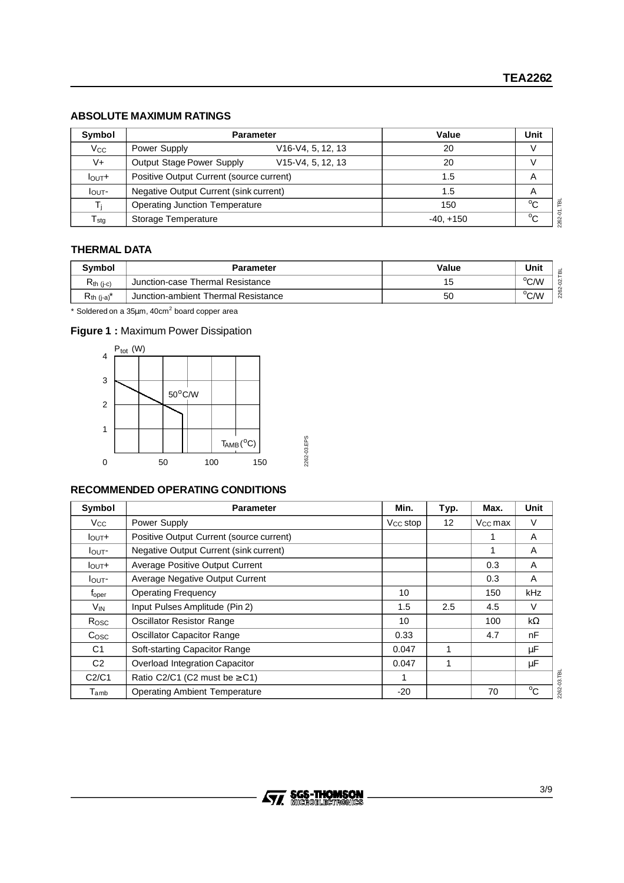## ABSOLUTE MAXIMUM RATINGS

| Symbol | Parameter | | Value | Unit |
|---|---|---|---|---|
| $V_{CC}$ | Power Supply | V16-V4, 5, 12, 13 | 20 | V |
| V+ | Output Stage Power Supply | V15-V4, 5, 12, 13 | 20 | V |
| $I_{OUT}+$ | Positive Output Current (source current) | | 1.5 | A |
| $I_{OUT}-$ | Negative Output Current (sink current) | | 1.5 | A |
| $T_j$ | Operating Junction Temperature | | 150 | °C |
| $T_{stg}$ | Storage Temperature | | -40, +150 | °C |

## THERMAL DATA

| Symbol | Parameter | Value | Unit |
|---|---|---|---|
| $R_{th\ (j-c)}$ | Junction-case Thermal Resistance | 15 | °C/W |
| $R_{th\ (j-a)}$* | Junction-ambient Thermal Resistance | 50 | °C/W |

* Soldered on a 35µm, 40cm² board copper area

**Figure 1 :** Maximum Power Dissipation

## RECOMMENDED OPERATING CONDITIONS

| Symbol | Parameter | Min. | Typ. | Max. | Unit |
|---|---|---|---|---|---|
| $V_{CC}$ | Power Supply | $V_{CC}$ stop | 12 | $V_{CC}$ max | V |
| $I_{OUT}+$ | Positive Output Current (source current) | | | 1 | A |
| $I_{OUT}-$ | Negative Output Current (sink current) | | | 1 | A |
| $I_{OUT}+$ | Average Positive Output Current | | | 0.3 | A |
| $I_{OUT}-$ | Average Negative Output Current | | | 0.3 | A |
| $f_{oper}$ | Operating Frequency | 10 | | 150 | kHz |
| $V_{IN}$ | Input Pulses Amplitude (Pin 2) | 1.5 | 2.5 | 4.5 | V |
| $R_{OSC}$ | Oscillator Resistor Range | 10 | | 100 | kΩ |
| $C_{OSC}$ | Oscillator Capacitor Range | 0.33 | | 4.7 | nF |
| C1 | Soft-starting Capacitor Range | 0.047 | 1 | | µF |
| C2 | Overload Integration Capacitor | 0.047 | 1 | | µF |
| C2/C1 | Ratio C2/C1 (C2 must be ≥ C1) | 1 | | | |
| $T_{amb}$ | Operating Ambient Temperature | -20 | | 70 | °C |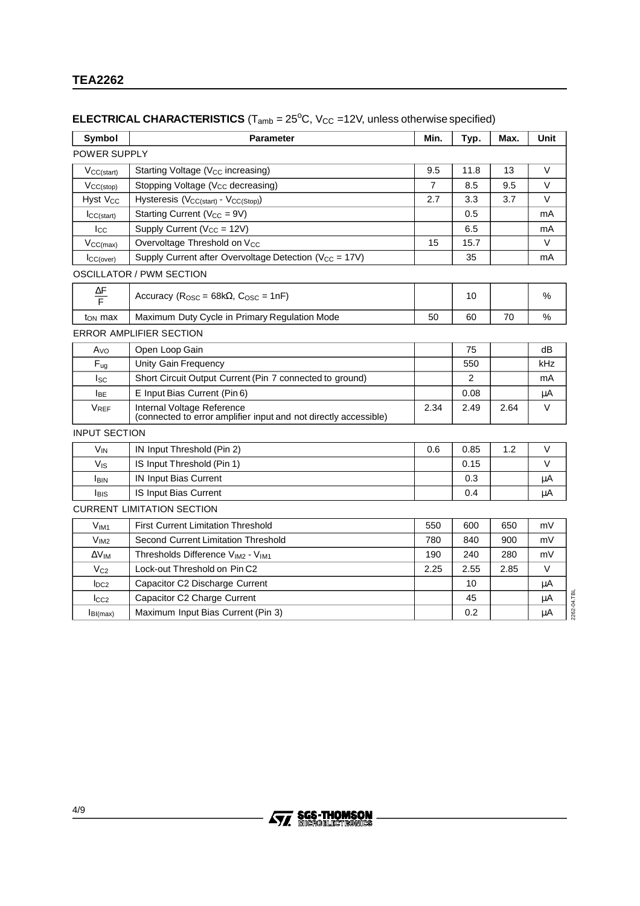## ELECTRICAL CHARACTERISTICS ($T_{amb}$ = 25°C, $V_{CC}$ =12V, unless otherwise specified)

| Symbol | Parameter | Min. | Typ. | Max. | Unit |
|---|---|---|---|---|---|
| **POWER SUPPLY** | | | | | |
| $V_{CC(start)}$ | Starting Voltage ($V_{CC}$ increasing) | 9.5 | 11.8 | 13 | V |
| $V_{CC(stop)}$ | Stopping Voltage ($V_{CC}$ decreasing) | 7 | 8.5 | 9.5 | V |
| Hyst $V_{CC}$ | Hysteresis ($V_{CC(start)}$ - $V_{CC(Stop)}$) | 2.7 | 3.3 | 3.7 | V |
| $I_{CC(start)}$ | Starting Current ($V_{CC}$ = 9V) | | 0.5 | | mA |
| $I_{CC}$ | Supply Current ($V_{CC}$ = 12V) | | 6.5 | | mA |
| $V_{CC(max)}$ | Overvoltage Threshold on $V_{CC}$ | 15 | 15.7 | | V |
| $I_{CC(over)}$ | Supply Current after Overvoltage Detection ($V_{CC}$ = 17V) | | 35 | | mA |
| **OSCILLATOR / PWM SECTION** | | | | | |
| $\frac{\Delta F}{F}$ | Accuracy ($R_{OSC}$ = 68kΩ, $C_{OSC}$ = 1nF) | | 10 | | % |
| $t_{ON}$ max | Maximum Duty Cycle in Primary Regulation Mode | 50 | 60 | 70 | % |
| **ERROR AMPLIFIER SECTION** | | | | | |
| $A_{VO}$ | Open Loop Gain | | 75 | | dB |
| $F_{ug}$ | Unity Gain Frequency | | 550 | | kHz |
| $I_{SC}$ | Short Circuit Output Current (Pin 7 connected to ground) | | 2 | | mA |
| $I_{BE}$ | E Input Bias Current (Pin 6) | | 0.08 | | µA |
| $V_{REF}$ | Internal Voltage Reference (connected to error amplifier input and not directly accessible) | 2.34 | 2.49 | 2.64 | V |
| **INPUT SECTION** | | | | | |
| $V_{IN}$ | IN Input Threshold (Pin 2) | 0.6 | 0.85 | 1.2 | V |
| $V_{IS}$ | IS Input Threshold (Pin 1) | | 0.15 | | V |
| $I_{BIN}$ | IN Input Bias Current | | 0.3 | | µA |
| $I_{BIS}$ | IS Input Bias Current | | 0.4 | | µA |
| **CURRENT LIMITATION SECTION** | | | | | |
| $V_{IM1}$ | First Current Limitation Threshold | 550 | 600 | 650 | mV |
| $V_{IM2}$ | Second Current Limitation Threshold | 780 | 840 | 900 | mV |
| $\Delta V_{IM}$ | Thresholds Difference $V_{IM2}$ - $V_{IM1}$ | 190 | 240 | 280 | mV |
| $V_{C2}$ | Lock-out Threshold on Pin C2 | 2.25 | 2.55 | 2.85 | V |
| $I_{DC2}$ | Capacitor C2 Discharge Current | | 10 | | µA |
| $I_{CC2}$ | Capacitor C2 Charge Current | | 45 | | µA |
| $I_{BI(max)}$ | Maximum Input Bias Current (Pin 3) | | 0.2 | | µA |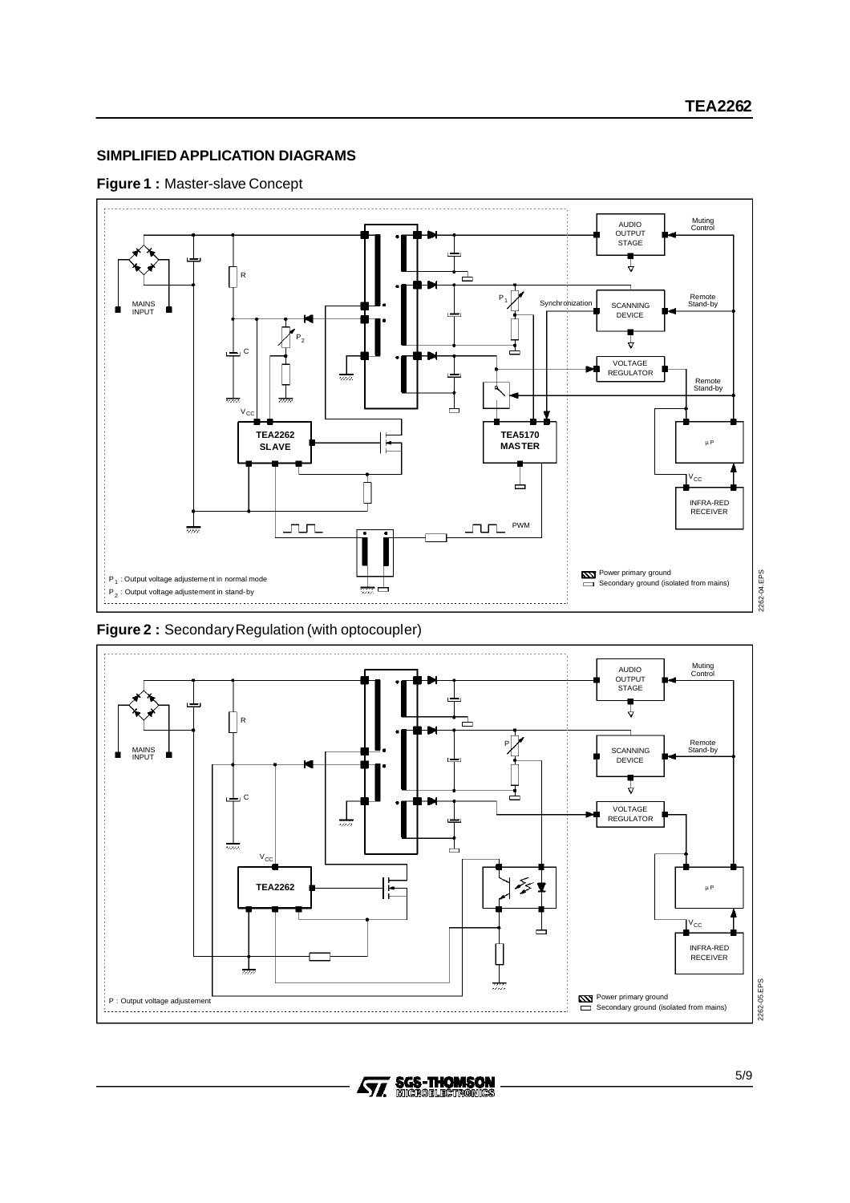## SIMPLIFIED APPLICATION DIAGRAMS

**Figure 1 :** Master-slave Concept

MAINS INPUT, R, C, $V_{CC}$, $P_2$, TEA2262 SLAVE, TEA5170 MASTER, $P_1$, Synchronization, AUDIO OUTPUT STAGE, Muting Control, SCANNING DEVICE, Remote Stand-by, VOLTAGE REGULATOR, Remote Stand-by, µP, $V_{CC}$, INFRA-RED RECEIVER, PWM

$P_1$ : Output voltage adjustement in normal mode
$P_2$ : Output voltage adjustement in stand-by

Power primary ground
Secondary ground (isolated from mains)

**Figure 2 :** Secondary Regulation (with optocoupler)

MAINS INPUT, R, C, $V_{CC}$, TEA2262, P, AUDIO OUTPUT STAGE, Muting Control, SCANNING DEVICE, Remote Stand-by, VOLTAGE REGULATOR, µP, $V_{CC}$, INFRA-RED RECEIVER

P : Output voltage adjustement

Power primary ground
Secondary ground (isolated from mains)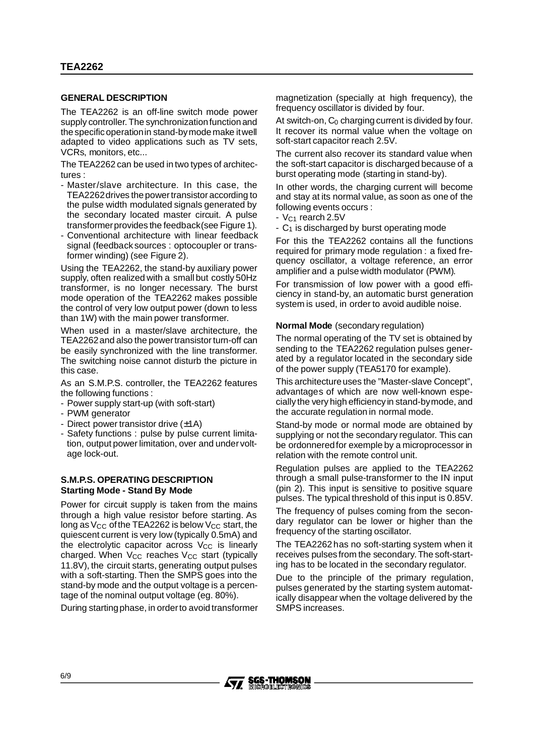## GENERAL DESCRIPTION

The TEA2262 is an off-line switch mode power supply controller. The synchronization function and the specific operation in stand-by mode make it well adapted to video applications such as TV sets, VCRs, monitors, etc...

The TEA2262 can be used in two types of architectures :

- Master/slave architecture. In this case, the TEA2262 drives the power transistor according to the pulse width modulated signals generated by the secondary located master circuit. A pulse transformer provides the feedback (see Figure 1).
- Conventional architecture with linear feedback signal (feedback sources : optocoupler or transformer winding) (see Figure 2).

Using the TEA2262, the stand-by auxiliary power supply, often realized with a small but costly 50Hz transformer, is no longer necessary. The burst mode operation of the TEA2262 makes possible the control of very low output power (down to less than 1W) with the main power transformer.

When used in a master/slave architecture, the TEA2262 and also the power transistor turn-off can be easily synchronized with the line transformer. The switching noise cannot disturb the picture in this case.

As an S.M.P.S. controller, the TEA2262 features the following functions :

- Power supply start-up (with soft-start)
- PWM generator
- Direct power transistor drive (±1A)
- Safety functions : pulse by pulse current limitation, output power limitation, over and under voltage lock-out.

## S.M.P.S. OPERATING DESCRIPTION

### Starting Mode - Stand By Mode

Power for circuit supply is taken from the mains through a high value resistor before starting. As long as $V_{CC}$ of the TEA2262 is below $V_{CC}$ start, the quiescent current is very low (typically 0.5mA) and the electrolytic capacitor across $V_{CC}$ is linearly charged. When $V_{CC}$ reaches $V_{CC}$ start (typically 11.8V), the circuit starts, generating output pulses with a soft-starting. Then the SMPS goes into the stand-by mode and the output voltage is a percentage of the nominal output voltage (eg. 80%).

During starting phase, in order to avoid transformer magnetization (specially at high frequency), the frequency oscillator is divided by four.

At switch-on, $C_0$ charging current is divided by four. It recover its normal value when the voltage on soft-start capacitor reach 2.5V.

The current also recover its standard value when the soft-start capacitor is discharged because of a burst operating mode (starting in stand-by).

In other words, the charging current will become and stay at its normal value, as soon as one of the following events occurs :

- $V_{C1}$ rearch 2.5V
- $C_1$ is discharged by burst operating mode

For this the TEA2262 contains all the functions required for primary mode regulation : a fixed frequency oscillator, a voltage reference, an error amplifier and a pulse width modulator (PWM).

For transmission of low power with a good efficiency in stand-by, an automatic burst generation system is used, in order to avoid audible noise.

### Normal Mode (secondary regulation)

The normal operating of the TV set is obtained by sending to the TEA2262 regulation pulses generated by a regulator located in the secondary side of the power supply (TEA5170 for example).

This architecture uses the "Master-slave Concept", advantages of which are now well-known especially the very high efficiency in stand-by mode, and the accurate regulation in normal mode.

Stand-by mode or normal mode are obtained by supplying or not the secondary regulator. This can be ordonnered for exemple by a microprocessor in relation with the remote control unit.

Regulation pulses are applied to the TEA2262 through a small pulse-transformer to the IN input (pin 2). This input is sensitive to positive square pulses. The typical threshold of this input is 0.85V.

The frequency of pulses coming from the secondary regulator can be lower or higher than the frequency of the starting oscillator.

The TEA2262 has no soft-starting system when it receives pulses from the secondary. The soft-starting has to be located in the secondary regulator.

Due to the principle of the primary regulation, pulses generated by the starting system automatically disappear when the voltage delivered by the SMPS increases.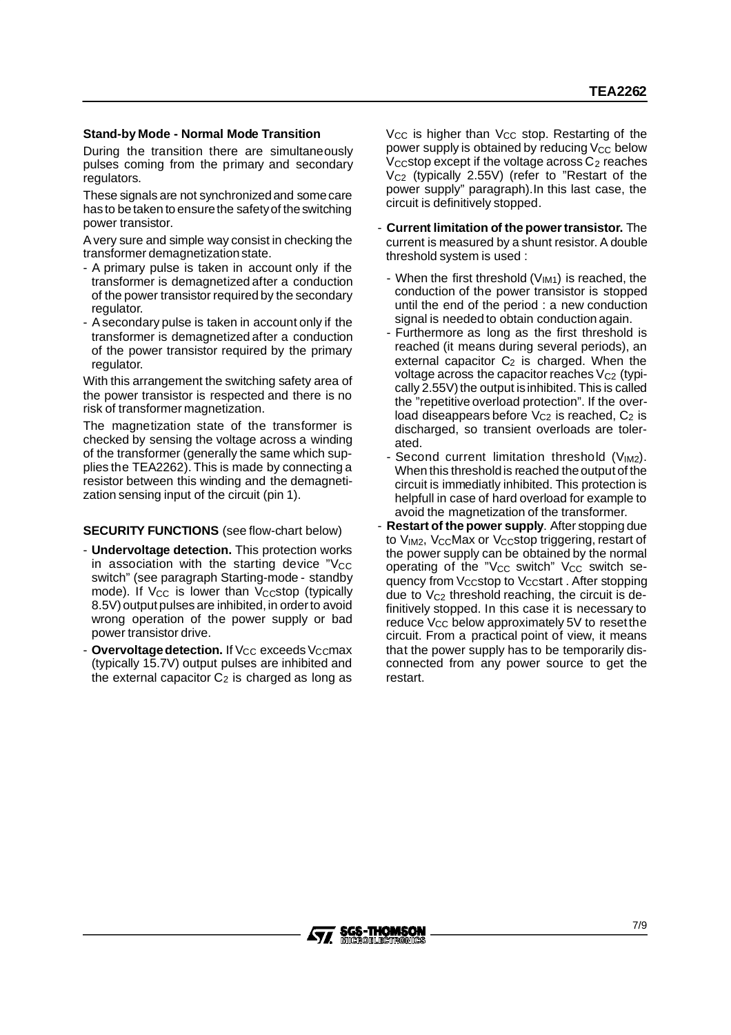### Stand-by Mode - Normal Mode Transition

During the transition there are simultaneously pulses coming from the primary and secondary regulators.

These signals are not synchronized and some care has to be taken to ensure the safety of the switching power transistor.

A very sure and simple way consist in checking the transformer demagnetization state.

- A primary pulse is taken in account only if the transformer is demagnetized after a conduction of the power transistor required by the secondary regulator.
- A secondary pulse is taken in account only if the transformer is demagnetized after a conduction of the power transistor required by the primary regulator.

With this arrangement the switching safety area of the power transistor is respected and there is no risk of transformer magnetization.

The magnetization state of the transformer is checked by sensing the voltage across a winding of the transformer (generally the same which supplies the TEA2262). This is made by connecting a resistor between this winding and the demagnetization sensing input of the circuit (pin 1).

**SECURITY FUNCTIONS** (see flow-chart below)

- **Undervoltage detection.** This protection works in association with the starting device "$V_{CC}$ switch" (see paragraph Starting-mode - standby mode). If $V_{CC}$ is lower than $V_{CC}$stop (typically 8.5V) output pulses are inhibited, in order to avoid wrong operation of the power supply or bad power transistor drive.
- **Overvoltage detection.** If $V_{CC}$ exceeds $V_{CC}$max (typically 15.7V) output pulses are inhibited and the external capacitor $C_2$ is charged as long as $V_{CC}$ is higher than $V_{CC}$ stop. Restarting of the power supply is obtained by reducing $V_{CC}$ below $V_{CC}$stop except if the voltage across $C_2$ reaches $V_{C2}$ (typically 2.55V) (refer to "Restart of the power supply" paragraph).In this last case, the circuit is definitively stopped.
- **Current limitation of the power transistor.** The current is measured by a shunt resistor. A double threshold system is used :
  - When the first threshold ($V_{IM1}$) is reached, the conduction of the power transistor is stopped until the end of the period : a new conduction signal is needed to obtain conduction again.
  - Furthermore as long as the first threshold is reached (it means during several periods), an external capacitor $C_2$ is charged. When the voltage across the capacitor reaches $V_{C2}$ (typically 2.55V) the output is inhibited. This is called the "repetitive overload protection". If the overload diseappears before $V_{C2}$ is reached, $C_2$ is discharged, so transient overloads are tolerated.
  - Second current limitation threshold ($V_{IM2}$). When this threshold is reached the output of the circuit is immediatly inhibited. This protection is helpfull in case of hard overload for example to avoid the magnetization of the transformer.
- **Restart of the power supply**. After stopping due to $V_{IM2}$, $V_{CC}$Max or $V_{CC}$stop triggering, restart of the power supply can be obtained by the normal operating of the "$V_{CC}$ switch" $V_{CC}$ switch sequency from $V_{CC}$stop to $V_{CC}$start . After stopping due to $V_{C2}$ threshold reaching, the circuit is definitively stopped. In this case it is necessary to reduce $V_{CC}$ below approximately 5V to reset the circuit. From a practical point of view, it means that the power supply has to be temporarily disconnected from any power source to get the restart.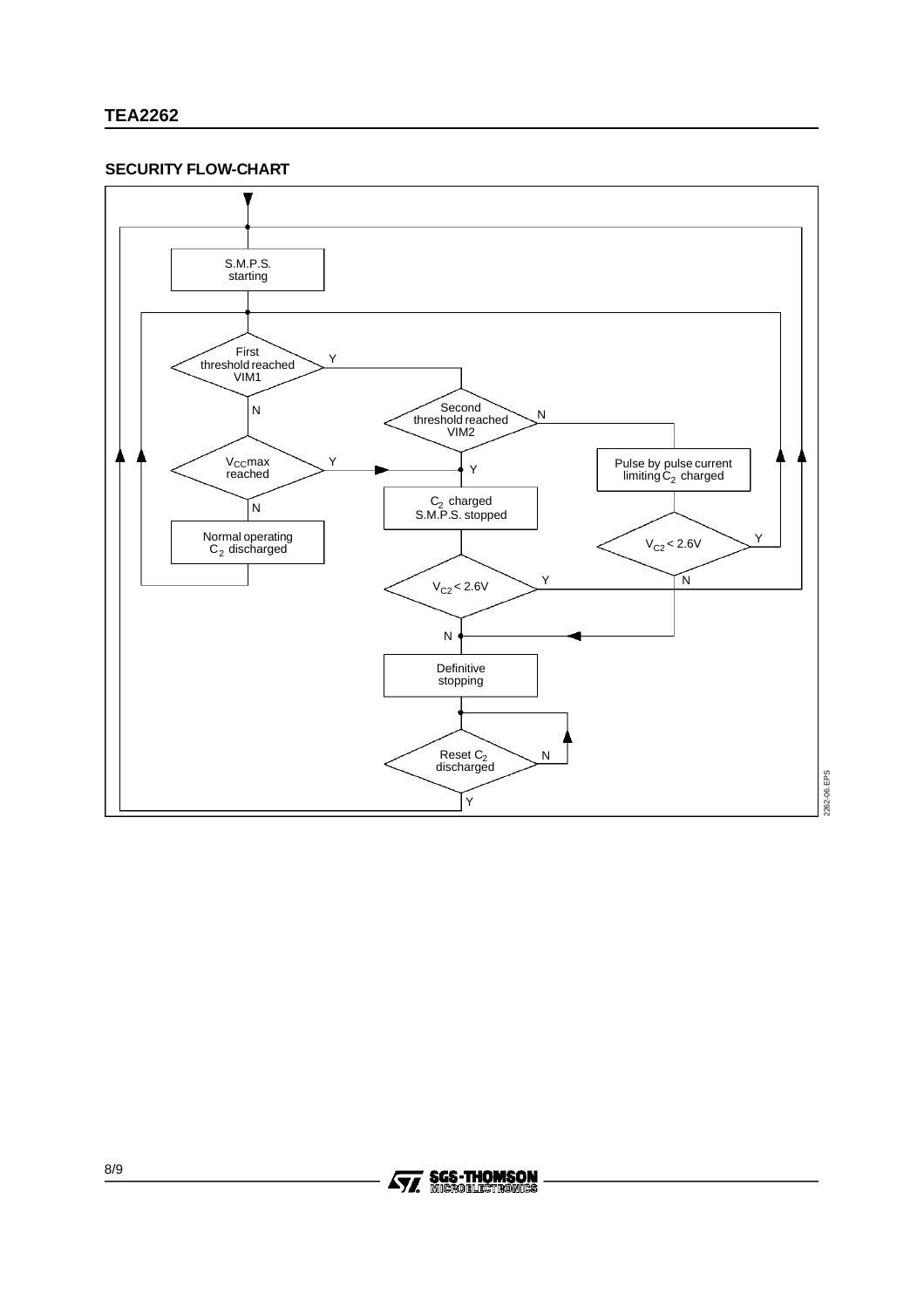## SECURITY FLOW-CHART

S.M.P.S. starting

First threshold reached VIM1 — Y / N

Second threshold reached VIM2 — N / Y

$V_{CC}$max reached — Y / N

Pulse by pulse current limiting $C_2$ charged

$C_2$ charged S.M.P.S. stopped

Normal operating $C_2$ discharged

$V_{C2} < 2.6V$ — Y / N

$V_{C2} < 2.6V$ — Y / N

Definitive stopping

Reset $C_2$ discharged — N / Y

2262-06.EPS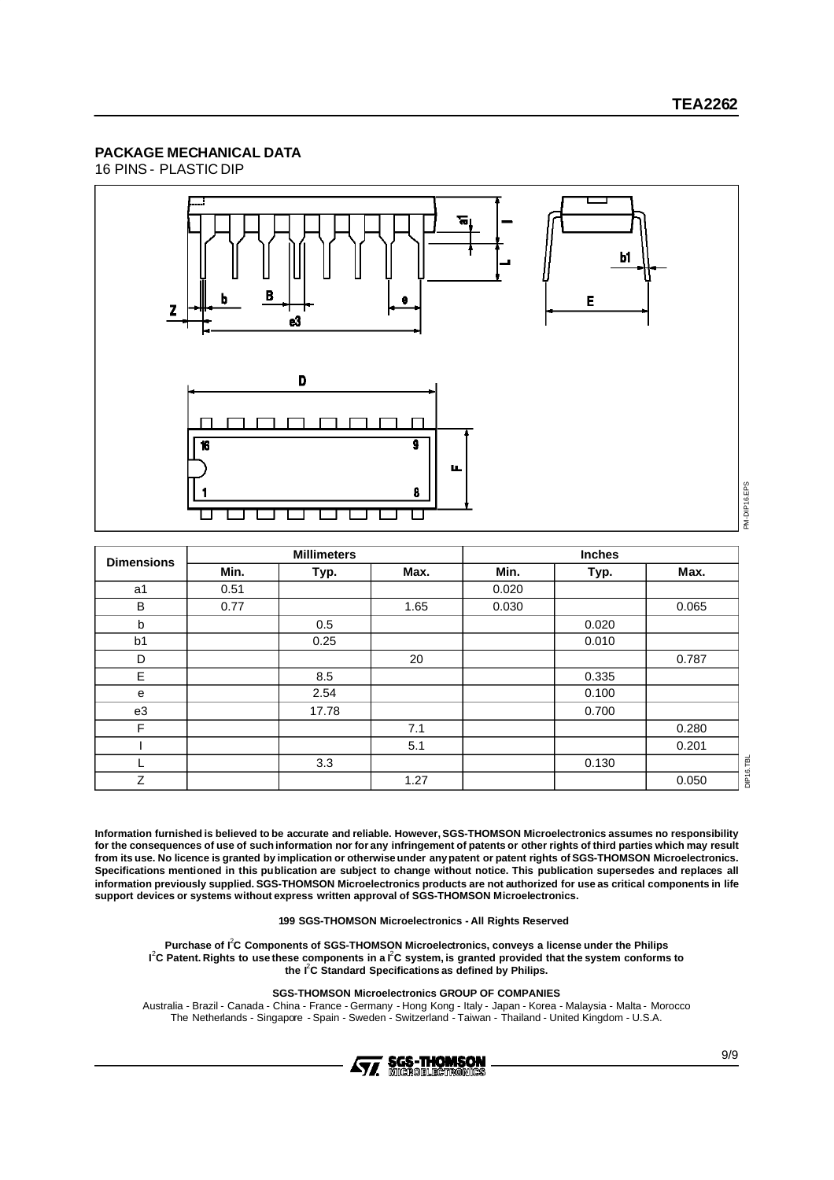## PACKAGE MECHANICAL DATA

16 PINS - PLASTIC DIP

Z  b  B  e  e3  a1  I  L  b1  E  D  F  16  9  1  8

PM-DIP16.EPS

| Dimensions | Millimeters | | | Inches | | |
|---|---|---|---|---|---|---|
| | Min. | Typ. | Max. | Min. | Typ. | Max. |
| a1 | 0.51 | | | 0.020 | | |
| B | 0.77 | | 1.65 | 0.030 | | 0.065 |
| b | | 0.5 | | | 0.020 | |
| b1 | | 0.25 | | | 0.010 | |
| D | | | 20 | | | 0.787 |
| E | | 8.5 | | | 0.335 | |
| e | | 2.54 | | | 0.100 | |
| e3 | | 17.78 | | | 0.700 | |
| F | | | 7.1 | | | 0.280 |
| I | | | 5.1 | | | 0.201 |
| L | | 3.3 | | | 0.130 | |
| Z | | | 1.27 | | | 0.050 |

DIP16.TBL

**Information furnished is believed to be accurate and reliable. However, SGS-THOMSON Microelectronics assumes no responsibility for the consequences of use of such information nor for any infringement of patents or other rights of third parties which may result from its use. No licence is granted by implication or otherwise under any patent or patent rights of SGS-THOMSON Microelectronics. Specifications mentioned in this publication are subject to change without notice. This publication supersedes and replaces all information previously supplied. SGS-THOMSON Microelectronics products are not authorized for use as critical components in life support devices or systems without express written approval of SGS-THOMSON Microelectronics.**

**199 SGS-THOMSON Microelectronics - All Rights Reserved**

**Purchase of $I^2C$ Components of SGS-THOMSON Microelectronics, conveys a license under the Philips $I^2C$ Patent. Rights to use these components in a $I^2C$ system, is granted provided that the system conforms to the $I^2C$ Standard Specifications as defined by Philips.**

**SGS-THOMSON Microelectronics GROUP OF COMPANIES**

Australia - Brazil - Canada - China - France - Germany - Hong Kong - Italy - Japan - Korea - Malaysia - Malta - Morocco
The Netherlands - Singapore - Spain - Sweden - Switzerland - Taiwan - Thailand - United Kingdom - U.S.A.